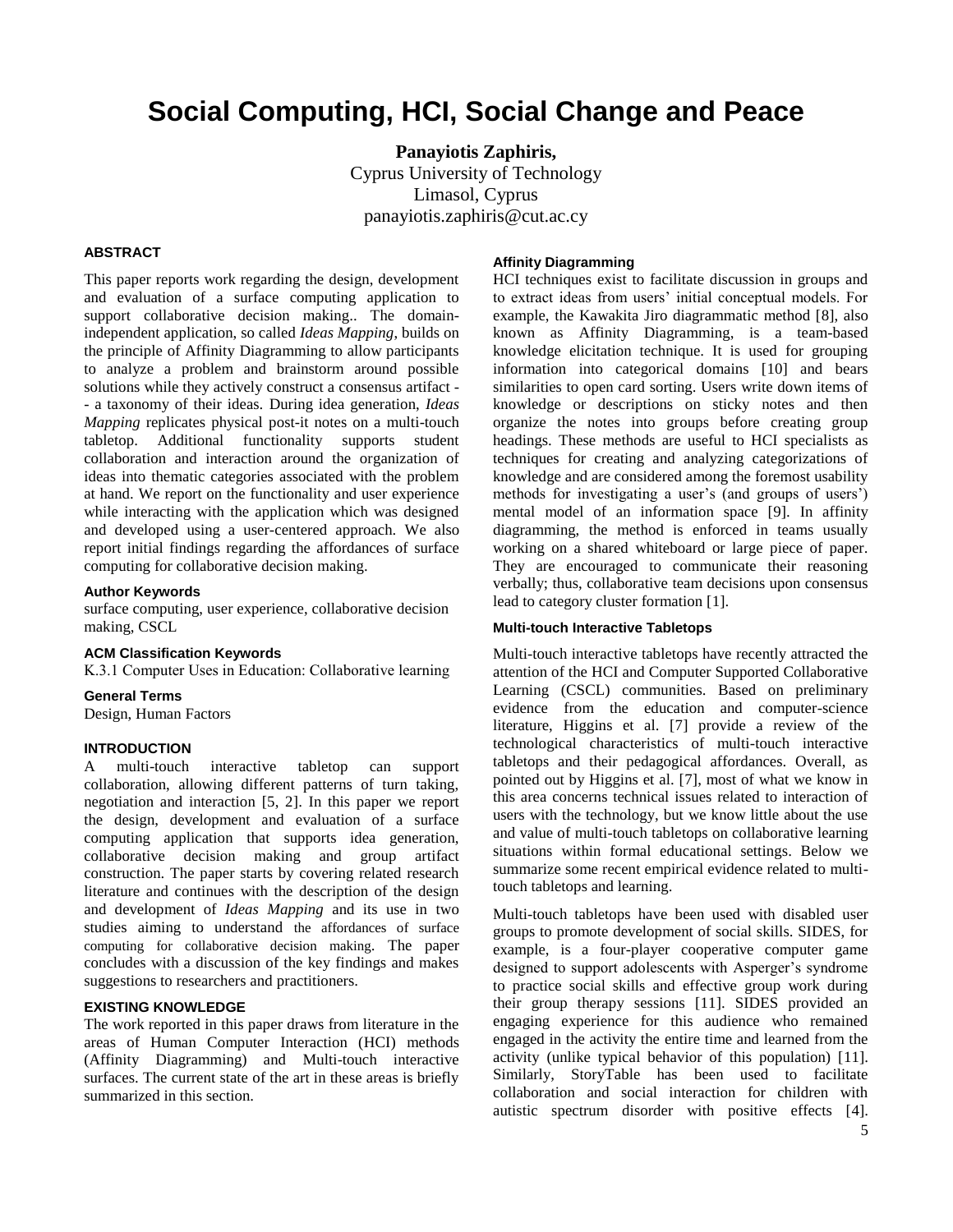# Social Computing, HCI, Social Change and Peace

**Panayiotis Zaphiris,**
Cyprus University of Technology
Limasol, Cyprus
panayiotis.zaphiris@cut.ac.cy

## ABSTRACT

This paper reports work regarding the design, development and evaluation of a surface computing application to support collaborative decision making.. The domain-independent application, so called *Ideas Mapping*, builds on the principle of Affinity Diagramming to allow participants to analyze a problem and brainstorm around possible solutions while they actively construct a consensus artifact -- a taxonomy of their ideas. During idea generation, *Ideas Mapping* replicates physical post-it notes on a multi-touch tabletop. Additional functionality supports student collaboration and interaction around the organization of ideas into thematic categories associated with the problem at hand. We report on the functionality and user experience while interacting with the application which was designed and developed using a user-centered approach. We also report initial findings regarding the affordances of surface computing for collaborative decision making.

### Author Keywords

surface computing, user experience, collaborative decision making, CSCL

### ACM Classification Keywords

K.3.1 Computer Uses in Education: Collaborative learning

### General Terms

Design, Human Factors

## INTRODUCTION

A multi-touch interactive tabletop can support collaboration, allowing different patterns of turn taking, negotiation and interaction [5, 2]. In this paper we report the design, development and evaluation of a surface computing application that supports idea generation, collaborative decision making and group artifact construction. The paper starts by covering related research literature and continues with the description of the design and development of *Ideas Mapping* and its use in two studies aiming to understand the affordances of surface computing for collaborative decision making. The paper concludes with a discussion of the key findings and makes suggestions to researchers and practitioners.

## EXISTING KNOWLEDGE

The work reported in this paper draws from literature in the areas of Human Computer Interaction (HCI) methods (Affinity Diagramming) and Multi-touch interactive surfaces. The current state of the art in these areas is briefly summarized in this section.

### Affinity Diagramming

HCI techniques exist to facilitate discussion in groups and to extract ideas from users' initial conceptual models. For example, the Kawakita Jiro diagrammatic method [8], also known as Affinity Diagramming, is a team-based knowledge elicitation technique. It is used for grouping information into categorical domains [10] and bears similarities to open card sorting. Users write down items of knowledge or descriptions on sticky notes and then organize the notes into groups before creating group headings. These methods are useful to HCI specialists as techniques for creating and analyzing categorizations of knowledge and are considered among the foremost usability methods for investigating a user's (and groups of users') mental model of an information space [9]. In affinity diagramming, the method is enforced in teams usually working on a shared whiteboard or large piece of paper. They are encouraged to communicate their reasoning verbally; thus, collaborative team decisions upon consensus lead to category cluster formation [1].

### Multi-touch Interactive Tabletops

Multi-touch interactive tabletops have recently attracted the attention of the HCI and Computer Supported Collaborative Learning (CSCL) communities. Based on preliminary evidence from the education and computer-science literature, Higgins et al. [7] provide a review of the technological characteristics of multi-touch interactive tabletops and their pedagogical affordances. Overall, as pointed out by Higgins et al. [7], most of what we know in this area concerns technical issues related to interaction of users with the technology, but we know little about the use and value of multi-touch tabletops on collaborative learning situations within formal educational settings. Below we summarize some recent empirical evidence related to multi-touch tabletops and learning.

Multi-touch tabletops have been used with disabled user groups to promote development of social skills. SIDES, for example, is a four-player cooperative computer game designed to support adolescents with Asperger's syndrome to practice social skills and effective group work during their group therapy sessions [11]. SIDES provided an engaging experience for this audience who remained engaged in the activity the entire time and learned from the activity (unlike typical behavior of this population) [11]. Similarly, StoryTable has been used to facilitate collaboration and social interaction for children with autistic spectrum disorder with positive effects [4].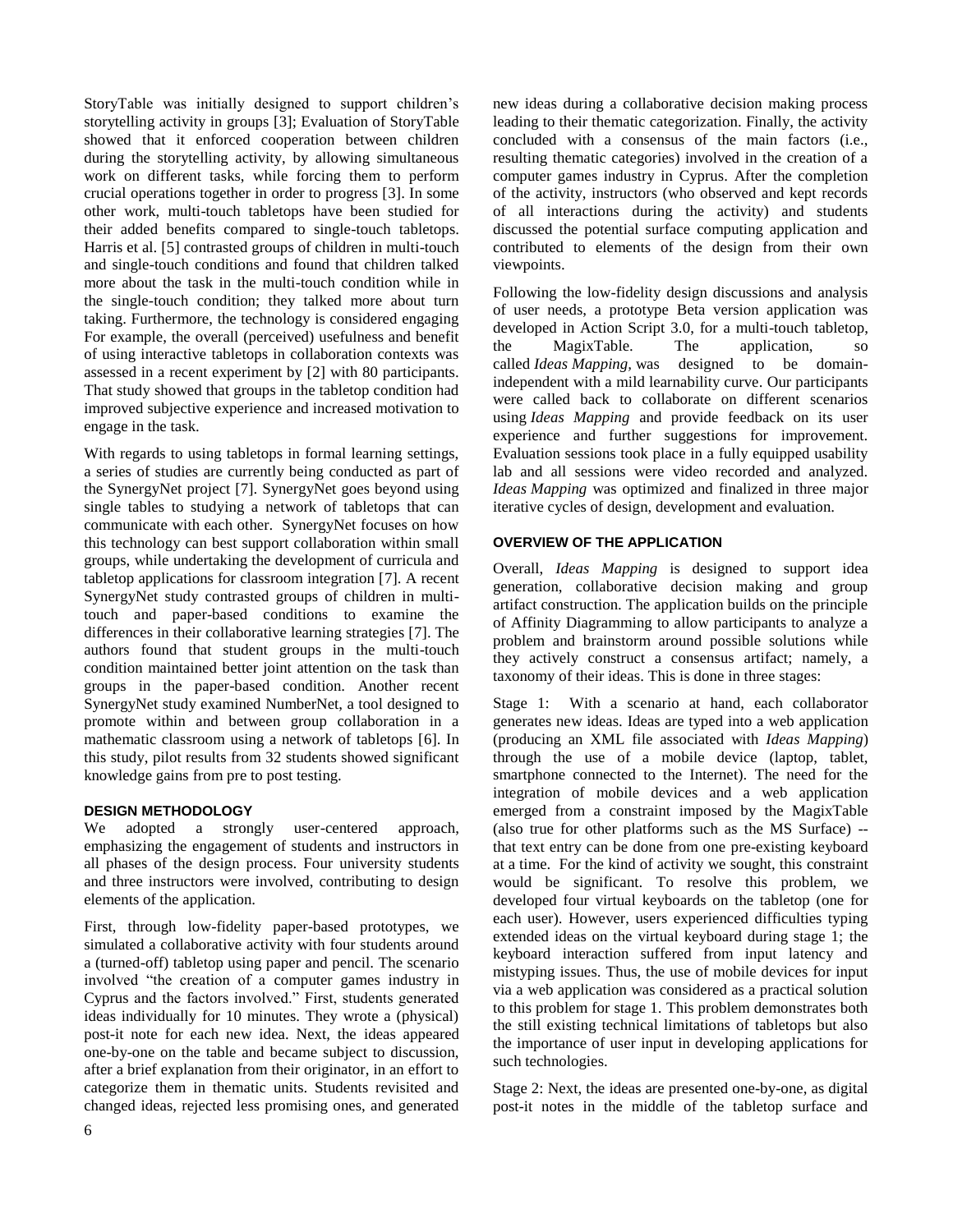StoryTable was initially designed to support children's storytelling activity in groups [3]; Evaluation of StoryTable showed that it enforced cooperation between children during the storytelling activity, by allowing simultaneous work on different tasks, while forcing them to perform crucial operations together in order to progress [3]. In some other work, multi-touch tabletops have been studied for their added benefits compared to single-touch tabletops. Harris et al. [5] contrasted groups of children in multi-touch and single-touch conditions and found that children talked more about the task in the multi-touch condition while in the single-touch condition; they talked more about turn taking. Furthermore, the technology is considered engaging For example, the overall (perceived) usefulness and benefit of using interactive tabletops in collaboration contexts was assessed in a recent experiment by [2] with 80 participants. That study showed that groups in the tabletop condition had improved subjective experience and increased motivation to engage in the task.

With regards to using tabletops in formal learning settings, a series of studies are currently being conducted as part of the SynergyNet project [7]. SynergyNet goes beyond using single tables to studying a network of tabletops that can communicate with each other. SynergyNet focuses on how this technology can best support collaboration within small groups, while undertaking the development of curricula and tabletop applications for classroom integration [7]. A recent SynergyNet study contrasted groups of children in multi-touch and paper-based conditions to examine the differences in their collaborative learning strategies [7]. The authors found that student groups in the multi-touch condition maintained better joint attention on the task than groups in the paper-based condition. Another recent SynergyNet study examined NumberNet, a tool designed to promote within and between group collaboration in a mathematic classroom using a network of tabletops [6]. In this study, pilot results from 32 students showed significant knowledge gains from pre to post testing.

## DESIGN METHODOLOGY

We adopted a strongly user-centered approach, emphasizing the engagement of students and instructors in all phases of the design process. Four university students and three instructors were involved, contributing to design elements of the application.

First, through low-fidelity paper-based prototypes, we simulated a collaborative activity with four students around a (turned-off) tabletop using paper and pencil. The scenario involved "the creation of a computer games industry in Cyprus and the factors involved." First, students generated ideas individually for 10 minutes. They wrote a (physical) post-it note for each new idea. Next, the ideas appeared one-by-one on the table and became subject to discussion, after a brief explanation from their originator, in an effort to categorize them in thematic units. Students revisited and changed ideas, rejected less promising ones, and generated new ideas during a collaborative decision making process leading to their thematic categorization. Finally, the activity concluded with a consensus of the main factors (i.e., resulting thematic categories) involved in the creation of a computer games industry in Cyprus. After the completion of the activity, instructors (who observed and kept records of all interactions during the activity) and students discussed the potential surface computing application and contributed to elements of the design from their own viewpoints.

Following the low-fidelity design discussions and analysis of user needs, a prototype Beta version application was developed in Action Script 3.0, for a multi-touch tabletop, the MagixTable. The application, so called *Ideas Mapping*, was designed to be domain-independent with a mild learnability curve. Our participants were called back to collaborate on different scenarios using *Ideas Mapping* and provide feedback on its user experience and further suggestions for improvement. Evaluation sessions took place in a fully equipped usability lab and all sessions were video recorded and analyzed. *Ideas Mapping* was optimized and finalized in three major iterative cycles of design, development and evaluation.

## OVERVIEW OF THE APPLICATION

Overall, *Ideas Mapping* is designed to support idea generation, collaborative decision making and group artifact construction. The application builds on the principle of Affinity Diagramming to allow participants to analyze a problem and brainstorm around possible solutions while they actively construct a consensus artifact; namely, a taxonomy of their ideas. This is done in three stages:

Stage 1: With a scenario at hand, each collaborator generates new ideas. Ideas are typed into a web application (producing an XML file associated with *Ideas Mapping*) through the use of a mobile device (laptop, tablet, smartphone connected to the Internet). The need for the integration of mobile devices and a web application emerged from a constraint imposed by the MagixTable (also true for other platforms such as the MS Surface) -- that text entry can be done from one pre-existing keyboard at a time. For the kind of activity we sought, this constraint would be significant. To resolve this problem, we developed four virtual keyboards on the tabletop (one for each user). However, users experienced difficulties typing extended ideas on the virtual keyboard during stage 1; the keyboard interaction suffered from input latency and mistyping issues. Thus, the use of mobile devices for input via a web application was considered as a practical solution to this problem for stage 1. This problem demonstrates both the still existing technical limitations of tabletops but also the importance of user input in developing applications for such technologies.

Stage 2: Next, the ideas are presented one-by-one, as digital post-it notes in the middle of the tabletop surface and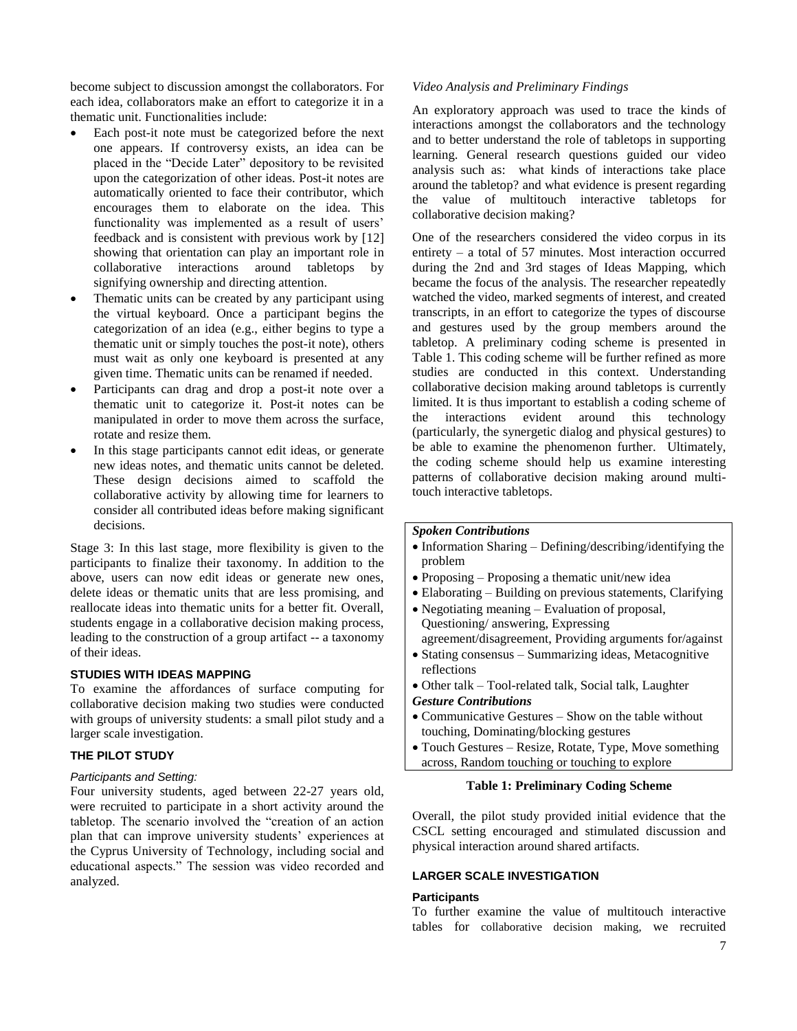become subject to discussion amongst the collaborators. For each idea, collaborators make an effort to categorize it in a thematic unit. Functionalities include:

- Each post-it note must be categorized before the next one appears. If controversy exists, an idea can be placed in the "Decide Later" depository to be revisited upon the categorization of other ideas. Post-it notes are automatically oriented to face their contributor, which encourages them to elaborate on the idea. This functionality was implemented as a result of users' feedback and is consistent with previous work by [12] showing that orientation can play an important role in collaborative interactions around tabletops by signifying ownership and directing attention.
- Thematic units can be created by any participant using the virtual keyboard. Once a participant begins the categorization of an idea (e.g., either begins to type a thematic unit or simply touches the post-it note), others must wait as only one keyboard is presented at any given time. Thematic units can be renamed if needed.
- Participants can drag and drop a post-it note over a thematic unit to categorize it. Post-it notes can be manipulated in order to move them across the surface, rotate and resize them.
- In this stage participants cannot edit ideas, or generate new ideas notes, and thematic units cannot be deleted. These design decisions aimed to scaffold the collaborative activity by allowing time for learners to consider all contributed ideas before making significant decisions.

Stage 3: In this last stage, more flexibility is given to the participants to finalize their taxonomy. In addition to the above, users can now edit ideas or generate new ones, delete ideas or thematic units that are less promising, and reallocate ideas into thematic units for a better fit. Overall, students engage in a collaborative decision making process, leading to the construction of a group artifact -- a taxonomy of their ideas.

## STUDIES WITH IDEAS MAPPING

To examine the affordances of surface computing for collaborative decision making two studies were conducted with groups of university students: a small pilot study and a larger scale investigation.

## THE PILOT STUDY

### *Participants and Setting:*

Four university students, aged between 22-27 years old, were recruited to participate in a short activity around the tabletop. The scenario involved the "creation of an action plan that can improve university students' experiences at the Cyprus University of Technology, including social and educational aspects." The session was video recorded and analyzed.

### *Video Analysis and Preliminary Findings*

An exploratory approach was used to trace the kinds of interactions amongst the collaborators and the technology and to better understand the role of tabletops in supporting learning. General research questions guided our video analysis such as: what kinds of interactions take place around the tabletop? and what evidence is present regarding the value of multitouch interactive tabletops for collaborative decision making?

One of the researchers considered the video corpus in its entirety – a total of 57 minutes. Most interaction occurred during the 2nd and 3rd stages of Ideas Mapping, which became the focus of the analysis. The researcher repeatedly watched the video, marked segments of interest, and created transcripts, in an effort to categorize the types of discourse and gestures used by the group members around the tabletop. A preliminary coding scheme is presented in Table 1. This coding scheme will be further refined as more studies are conducted in this context. Understanding collaborative decision making around tabletops is currently limited. It is thus important to establish a coding scheme of the interactions evident around this technology (particularly, the synergetic dialog and physical gestures) to be able to examine the phenomenon further. Ultimately, the coding scheme should help us examine interesting patterns of collaborative decision making around multi-touch interactive tabletops.

***Spoken Contributions***

- Information Sharing – Defining/describing/identifying the problem
- Proposing – Proposing a thematic unit/new idea
- Elaborating – Building on previous statements, Clarifying
- Negotiating meaning – Evaluation of proposal, Questioning/ answering, Expressing agreement/disagreement, Providing arguments for/against
- Stating consensus – Summarizing ideas, Metacognitive reflections
- Other talk – Tool-related talk, Social talk, Laughter

***Gesture Contributions***

- Communicative Gestures – Show on the table without touching, Dominating/blocking gestures
- Touch Gestures – Resize, Rotate, Type, Move something across, Random touching or touching to explore

**Table 1: Preliminary Coding Scheme**

Overall, the pilot study provided initial evidence that the CSCL setting encouraged and stimulated discussion and physical interaction around shared artifacts.

## LARGER SCALE INVESTIGATION

### Participants

To further examine the value of multitouch interactive tables for collaborative decision making, we recruited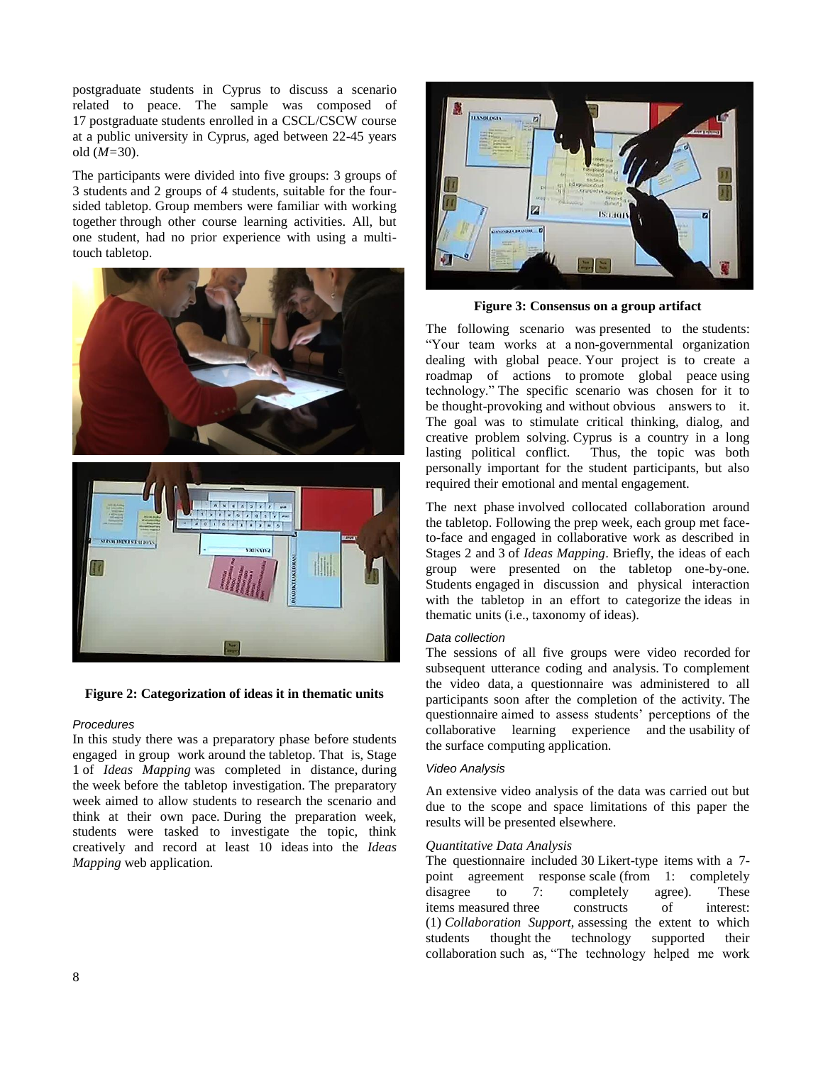postgraduate students in Cyprus to discuss a scenario related to peace. The sample was composed of 17 postgraduate students enrolled in a CSCL/CSCW course at a public university in Cyprus, aged between 22-45 years old ($M$=30).

The participants were divided into five groups: 3 groups of 3 students and 2 groups of 4 students, suitable for the four-sided tabletop. Group members were familiar with working together through other course learning activities. All, but one student, had no prior experience with using a multi-touch tabletop.

**Figure 2: Categorization of ideas it in thematic units**

*Procedures*

In this study there was a preparatory phase before students engaged in group work around the tabletop. That is, Stage 1 of *Ideas Mapping* was completed in distance, during the week before the tabletop investigation. The preparatory week aimed to allow students to research the scenario and think at their own pace. During the preparation week, students were tasked to investigate the topic, think creatively and record at least 10 ideas into the *Ideas Mapping* web application.

**Figure 3: Consensus on a group artifact**

The following scenario was presented to the students: "Your team works at a non-governmental organization dealing with global peace. Your project is to create a roadmap of actions to promote global peace using technology." The specific scenario was chosen for it to be thought-provoking and without obvious answers to it. The goal was to stimulate critical thinking, dialog, and creative problem solving. Cyprus is a country in a long lasting political conflict. Thus, the topic was both personally important for the student participants, but also required their emotional and mental engagement.

The next phase involved collocated collaboration around the tabletop. Following the prep week, each group met face-to-face and engaged in collaborative work as described in Stages 2 and 3 of *Ideas Mapping*. Briefly, the ideas of each group were presented on the tabletop one-by-one. Students engaged in discussion and physical interaction with the tabletop in an effort to categorize the ideas in thematic units (i.e., taxonomy of ideas).

*Data collection*

The sessions of all five groups were video recorded for subsequent utterance coding and analysis. To complement the video data, a questionnaire was administered to all participants soon after the completion of the activity. The questionnaire aimed to assess students' perceptions of the collaborative learning experience and the usability of the surface computing application.

*Video Analysis*

An extensive video analysis of the data was carried out but due to the scope and space limitations of this paper the results will be presented elsewhere.

*Quantitative Data Analysis*

The questionnaire included 30 Likert-type items with a 7-point agreement response scale (from 1: completely disagree to 7: completely agree). These items measured three constructs of interest: (1) *Collaboration Support*, assessing the extent to which students thought the technology supported their collaboration such as, "The technology helped me work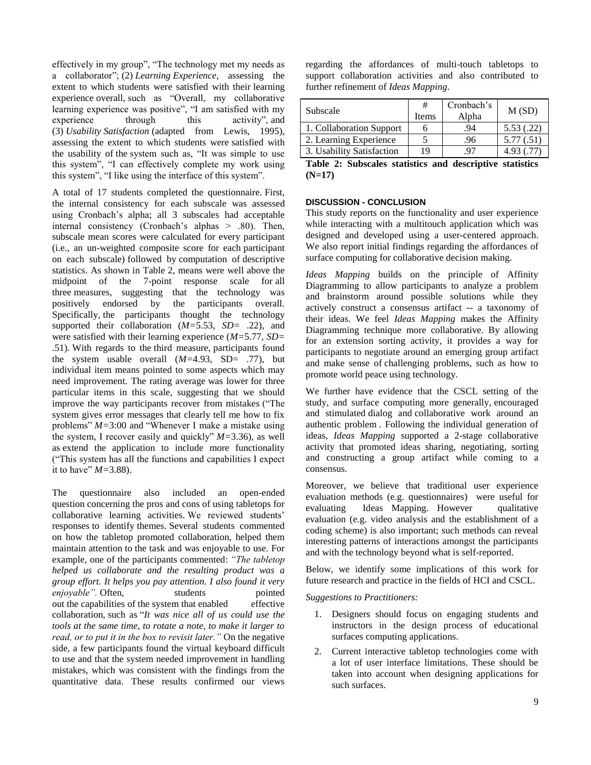effectively in my group", "The technology met my needs as a collaborator"; (2) *Learning Experience*, assessing the extent to which students were satisfied with their learning experience overall, such as "Overall, my collaborative learning experience was positive", "I am satisfied with my experience through this activity", and (3) *Usability Satisfaction* (adapted from Lewis, 1995), assessing the extent to which students were satisfied with the usability of the system such as, "It was simple to use this system", "I can effectively complete my work using this system", "I like using the interface of this system".

A total of 17 students completed the questionnaire. First, the internal consistency for each subscale was assessed using Cronbach's alpha; all 3 subscales had acceptable internal consistency (Cronbach's alphas > .80). Then, subscale mean scores were calculated for every participant (i.e., an un-weighted composite score for each participant on each subscale) followed by computation of descriptive statistics. As shown in Table 2, means were well above the midpoint of the 7-point response scale for all three measures, suggesting that the technology was positively endorsed by the participants overall. Specifically, the participants thought the technology supported their collaboration (*M*=5.53, *SD*= .22), and were satisfied with their learning experience (*M*=5.77, *SD*= .51). With regards to the third measure, participants found the system usable overall (*M*=4.93, SD= .77), but individual item means pointed to some aspects which may need improvement. The rating average was lower for three particular items in this scale, suggesting that we should improve the way participants recover from mistakes ("The system gives error messages that clearly tell me how to fix problems" *M*=3:00 and "Whenever I make a mistake using the system, I recover easily and quickly" *M*=3.36), as well as extend the application to include more functionality ("This system has all the functions and capabilities I expect it to have" *M*=3.88).

The questionnaire also included an open-ended question concerning the pros and cons of using tabletops for collaborative learning activities. We reviewed students' responses to identify themes. Several students commented on how the tabletop promoted collaboration, helped them maintain attention to the task and was enjoyable to use. For example, one of the participants commented: *"The tabletop helped us collaborate and the resulting product was a group effort. It helps you pay attention. I also found it very enjoyable".* Often, students pointed out the capabilities of the system that enabled effective collaboration, such as "*It was nice all of us could use the tools at the same time, to rotate a note, to make it larger to read, or to put it in the box to revisit later."* On the negative side, a few participants found the virtual keyboard difficult to use and that the system needed improvement in handling mistakes, which was consistent with the findings from the quantitative data. These results confirmed our views regarding the affordances of multi-touch tabletops to support collaboration activities and also contributed to further refinement of *Ideas Mapping*.

| Subscale | # Items | Cronbach's Alpha | M (SD) |
| --- | --- | --- | --- |
| 1. Collaboration Support | 6 | .94 | 5.53 (.22) |
| 2. Learning Experience | 5 | .96 | 5.77 (.51) |
| 3. Usability Satisfaction | 19 | .97 | 4.93 (.77) |

**Table 2: Subscales statistics and descriptive statistics (N=17)**

## DISCUSSION - CONCLUSION

This study reports on the functionality and user experience while interacting with a multitouch application which was designed and developed using a user-centered approach. We also report initial findings regarding the affordances of surface computing for collaborative decision making.

*Ideas Mapping* builds on the principle of Affinity Diagramming to allow participants to analyze a problem and brainstorm around possible solutions while they actively construct a consensus artifact -- a taxonomy of their ideas. We feel *Ideas Mapping* makes the Affinity Diagramming technique more collaborative. By allowing for an extension sorting activity, it provides a way for participants to negotiate around an emerging group artifact and make sense of challenging problems, such as how to promote world peace using technology.

We further have evidence that the CSCL setting of the study, and surface computing more generally, encouraged and stimulated dialog and collaborative work around an authentic problem . Following the individual generation of ideas, *Ideas Mapping* supported a 2-stage collaborative activity that promoted ideas sharing, negotiating, sorting and constructing a group artifact while coming to a consensus.

Moreover, we believe that traditional user experience evaluation methods (e.g. questionnaires) were useful for evaluating Ideas Mapping. However qualitative evaluation (e.g. video analysis and the establishment of a coding scheme) is also important; such methods can reveal interesting patterns of interactions amongst the participants and with the technology beyond what is self-reported.

Below, we identify some implications of this work for future research and practice in the fields of HCI and CSCL.

*Suggestions to Practitioners:*

1. Designers should focus on engaging students and instructors in the design process of educational surfaces computing applications.
2. Current interactive tabletop technologies come with a lot of user interface limitations. These should be taken into account when designing applications for such surfaces.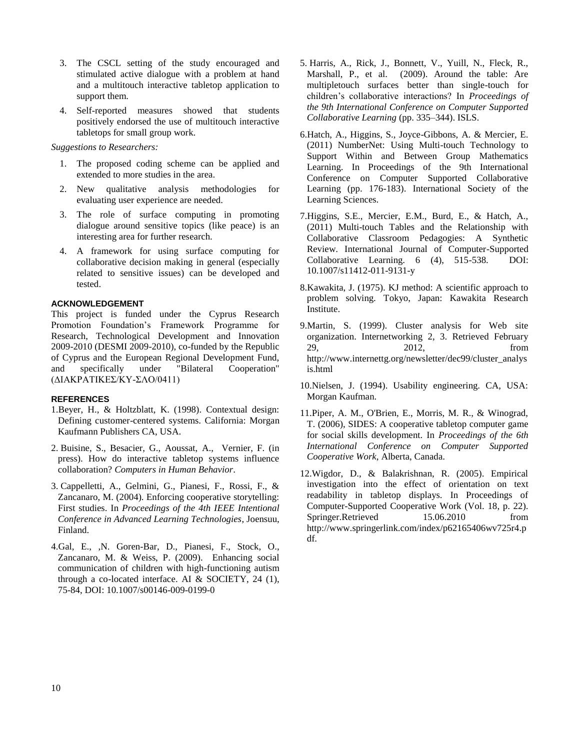3. The CSCL setting of the study encouraged and stimulated active dialogue with a problem at hand and a multitouch interactive tabletop application to support them.
4. Self-reported measures showed that students positively endorsed the use of multitouch interactive tabletops for small group work.

*Suggestions to Researchers:*

1. The proposed coding scheme can be applied and extended to more studies in the area.
2. New qualitative analysis methodologies for evaluating user experience are needed.
3. The role of surface computing in promoting dialogue around sensitive topics (like peace) is an interesting area for further research.
4. A framework for using surface computing for collaborative decision making in general (especially related to sensitive issues) can be developed and tested.

## ACKNOWLEDGEMENT

This project is funded under the Cyprus Research Promotion Foundation's Framework Programme for Research, Technological Development and Innovation 2009-2010 (DESMI 2009-2010), co-funded by the Republic of Cyprus and the European Regional Development Fund, and specifically under "Bilateral Cooperation" (ΔΙΑΚΡΑΤΙΚΕΣ/ΚΥ-ΣΛΟ/0411)

## REFERENCES

1.Beyer, H., & Holtzblatt, K. (1998). Contextual design: Defining customer-centered systems. California: Morgan Kaufmann Publishers CA, USA.

2. Buisine, S., Besacier, G., Aoussat, A., Vernier, F. (in press). How do interactive tabletop systems influence collaboration? *Computers in Human Behavior*.

3. Cappelletti, A., Gelmini, G., Pianesi, F., Rossi, F., & Zancanaro, M. (2004). Enforcing cooperative storytelling: First studies. In *Proceedings of the 4th IEEE Intentional Conference in Advanced Learning Technologies*, Joensuu, Finland.

4.Gal, E., ,N. Goren-Bar, D., Pianesi, F., Stock, O., Zancanaro, M. & Weiss, P. (2009). Enhancing social communication of children with high-functioning autism through a co-located interface. AI & SOCIETY, 24 (1), 75-84, DOI: 10.1007/s00146-009-0199-0

5. Harris, A., Rick, J., Bonnett, V., Yuill, N., Fleck, R., Marshall, P., et al. (2009). Around the table: Are multipletouch surfaces better than single-touch for children's collaborative interactions? In *Proceedings of the 9th International Conference on Computer Supported Collaborative Learning* (pp. 335–344). ISLS.

6.Hatch, A., Higgins, S., Joyce-Gibbons, A. & Mercier, E. (2011) NumberNet: Using Multi-touch Technology to Support Within and Between Group Mathematics Learning. In Proceedings of the 9th International Conference on Computer Supported Collaborative Learning (pp. 176-183). International Society of the Learning Sciences.

7.Higgins, S.E., Mercier, E.M., Burd, E., & Hatch, A., (2011) Multi-touch Tables and the Relationship with Collaborative Classroom Pedagogies: A Synthetic Review. International Journal of Computer-Supported Collaborative Learning. 6 (4), 515-538. DOI: 10.1007/s11412-011-9131-y

8.Kawakita, J. (1975). KJ method: A scientific approach to problem solving. Tokyo, Japan: Kawakita Research Institute.

9.Martin, S. (1999). Cluster analysis for Web site organization. Internetworking 2, 3. Retrieved February 29, 2012, from http://www.internettg.org/newsletter/dec99/cluster_analysis.html

10.Nielsen, J. (1994). Usability engineering. CA, USA: Morgan Kaufman.

11.Piper, A. M., O'Brien, E., Morris, M. R., & Winograd, T. (2006), SIDES: A cooperative tabletop computer game for social skills development. In *Proceedings of the 6th International Conference on Computer Supported Cooperative Work*, Alberta, Canada.

12.Wigdor, D., & Balakrishnan, R. (2005). Empirical investigation into the effect of orientation on text readability in tabletop displays. In Proceedings of Computer-Supported Cooperative Work (Vol. 18, p. 22). Springer.Retrieved 15.06.2010 from http://www.springerlink.com/index/p62165406wv725r4.pdf.